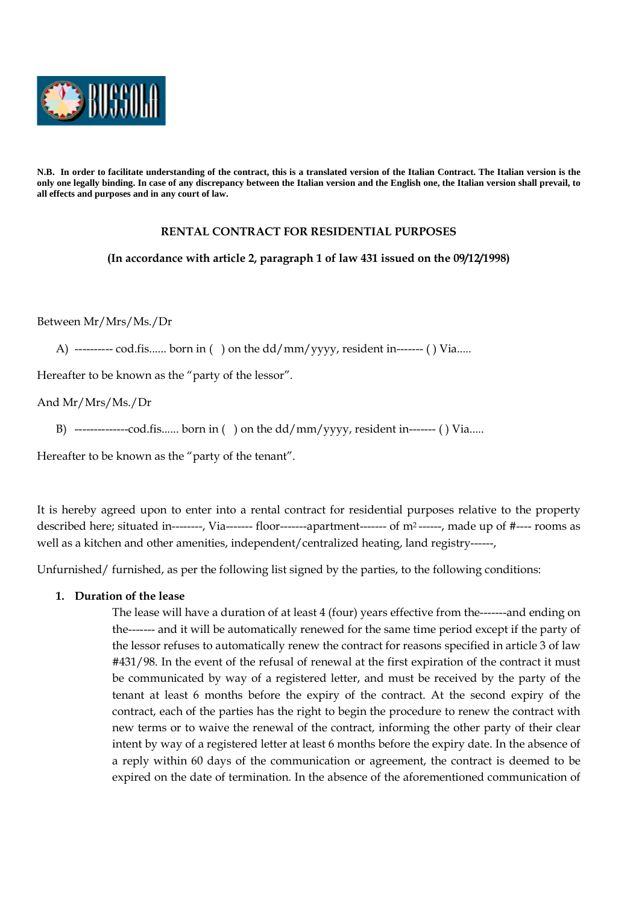**N.B. In order to facilitate understanding of the contract, this is a translated version of the Italian Contract. The Italian version is the only one legally binding. In case of any discrepancy between the Italian version and the English one, the Italian version shall prevail, to all effects and purposes and in any court of law.**

# RENTAL CONTRACT FOR RESIDENTIAL PURPOSES

**(In accordance with article 2, paragraph 1 of law 431 issued on the 09/12/1998)**

Between Mr/Mrs/Ms./Dr

A) ---------- cod.fis...... born in ( ) on the dd/mm/yyyy, resident in------- ( ) Via.....

Hereafter to be known as the "party of the lessor".

And Mr/Mrs/Ms./Dr

B) --------------cod.fis...... born in ( ) on the dd/mm/yyyy, resident in------- ( ) Via.....

Hereafter to be known as the "party of the tenant".

It is hereby agreed upon to enter into a rental contract for residential purposes relative to the property described here; situated in--------, Via------- floor-------apartment------- of m$^2$------, made up of #---- rooms as well as a kitchen and other amenities, independent/centralized heating, land registry------,

Unfurnished/ furnished, as per the following list signed by the parties, to the following conditions:

1. **Duration of the lease**

   The lease will have a duration of at least 4 (four) years effective from the-------and ending on the------- and it will be automatically renewed for the same time period except if the party of the lessor refuses to automatically renew the contract for reasons specified in article 3 of law #431/98. In the event of the refusal of renewal at the first expiration of the contract it must be communicated by way of a registered letter, and must be received by the party of the tenant at least 6 months before the expiry of the contract. At the second expiry of the contract, each of the parties has the right to begin the procedure to renew the contract with new terms or to waive the renewal of the contract, informing the other party of their clear intent by way of a registered letter at least 6 months before the expiry date. In the absence of a reply within 60 days of the communication or agreement, the contract is deemed to be expired on the date of termination. In the absence of the aforementioned communication of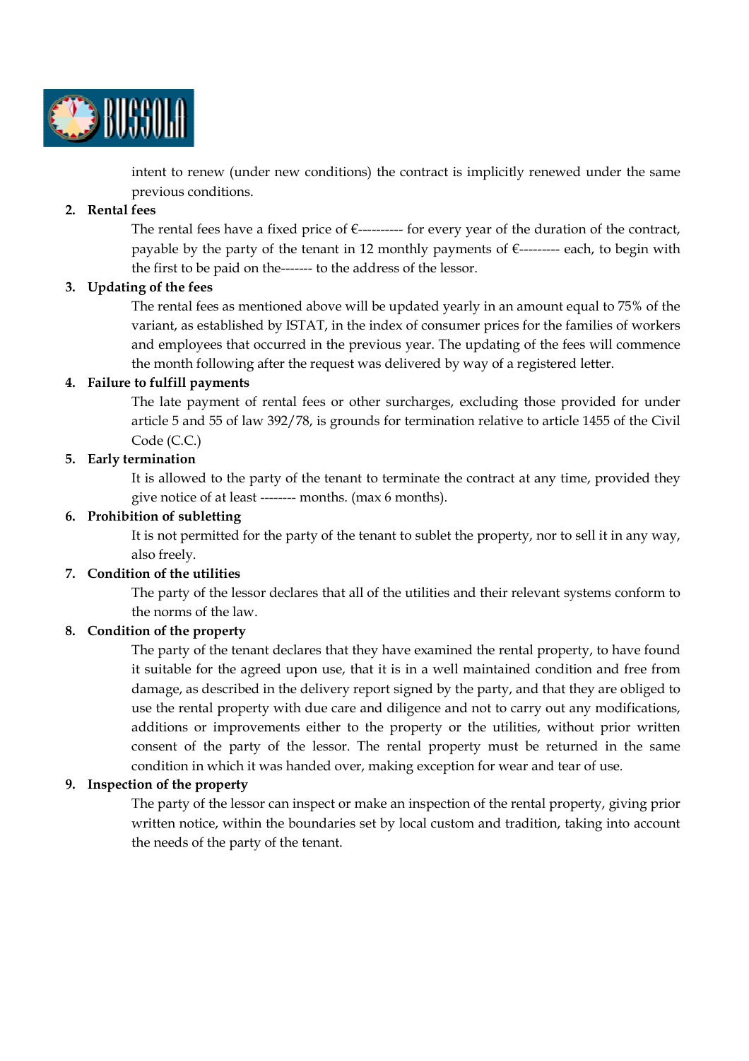intent to renew (under new conditions) the contract is implicitly renewed under the same previous conditions.

**2. Rental fees**

The rental fees have a fixed price of €---------- for every year of the duration of the contract, payable by the party of the tenant in 12 monthly payments of €--------- each, to begin with the first to be paid on the------- to the address of the lessor.

**3. Updating of the fees**

The rental fees as mentioned above will be updated yearly in an amount equal to 75% of the variant, as established by ISTAT, in the index of consumer prices for the families of workers and employees that occurred in the previous year. The updating of the fees will commence the month following after the request was delivered by way of a registered letter.

**4. Failure to fulfill payments**

The late payment of rental fees or other surcharges, excluding those provided for under article 5 and 55 of law 392/78, is grounds for termination relative to article 1455 of the Civil Code (C.C.)

**5. Early termination**

It is allowed to the party of the tenant to terminate the contract at any time, provided they give notice of at least -------- months. (max 6 months).

**6. Prohibition of subletting**

It is not permitted for the party of the tenant to sublet the property, nor to sell it in any way, also freely.

**7. Condition of the utilities**

The party of the lessor declares that all of the utilities and their relevant systems conform to the norms of the law.

**8. Condition of the property**

The party of the tenant declares that they have examined the rental property, to have found it suitable for the agreed upon use, that it is in a well maintained condition and free from damage, as described in the delivery report signed by the party, and that they are obliged to use the rental property with due care and diligence and not to carry out any modifications, additions or improvements either to the property or the utilities, without prior written consent of the party of the lessor. The rental property must be returned in the same condition in which it was handed over, making exception for wear and tear of use.

**9. Inspection of the property**

The party of the lessor can inspect or make an inspection of the rental property, giving prior written notice, within the boundaries set by local custom and tradition, taking into account the needs of the party of the tenant.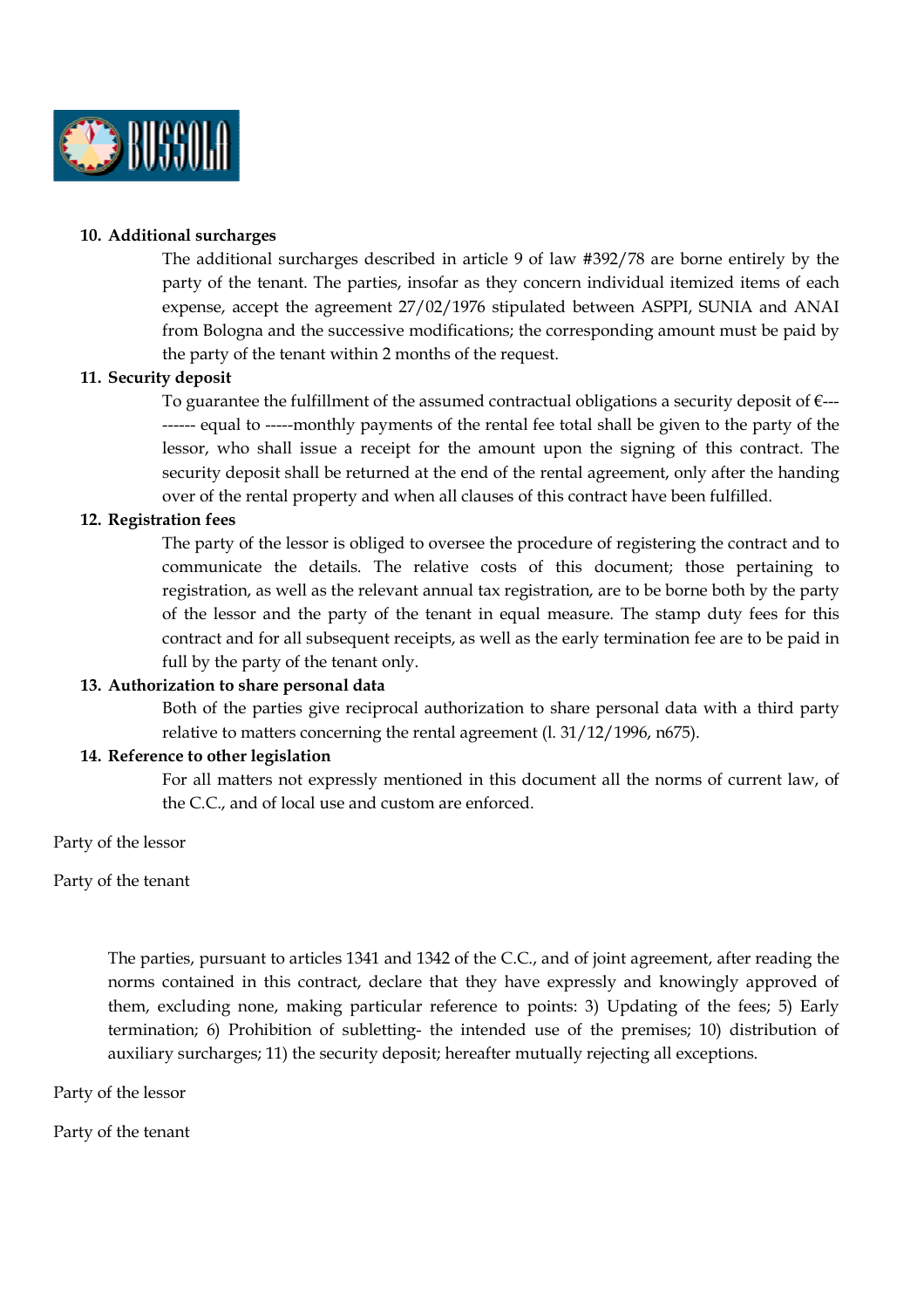**10. Additional surcharges**

The additional surcharges described in article 9 of law #392/78 are borne entirely by the party of the tenant. The parties, insofar as they concern individual itemized items of each expense, accept the agreement 27/02/1976 stipulated between ASPPI, SUNIA and ANAI from Bologna and the successive modifications; the corresponding amount must be paid by the party of the tenant within 2 months of the request.

**11. Security deposit**

To guarantee the fulfillment of the assumed contractual obligations a security deposit of €--------- equal to -----monthly payments of the rental fee total shall be given to the party of the lessor, who shall issue a receipt for the amount upon the signing of this contract. The security deposit shall be returned at the end of the rental agreement, only after the handing over of the rental property and when all clauses of this contract have been fulfilled.

**12. Registration fees**

The party of the lessor is obliged to oversee the procedure of registering the contract and to communicate the details. The relative costs of this document; those pertaining to registration, as well as the relevant annual tax registration, are to be borne both by the party of the lessor and the party of the tenant in equal measure. The stamp duty fees for this contract and for all subsequent receipts, as well as the early termination fee are to be paid in full by the party of the tenant only.

**13. Authorization to share personal data**

Both of the parties give reciprocal authorization to share personal data with a third party relative to matters concerning the rental agreement (l. 31/12/1996, n675).

**14. Reference to other legislation**

For all matters not expressly mentioned in this document all the norms of current law, of the C.C., and of local use and custom are enforced.

Party of the lessor

Party of the tenant

The parties, pursuant to articles 1341 and 1342 of the C.C., and of joint agreement, after reading the norms contained in this contract, declare that they have expressly and knowingly approved of them, excluding none, making particular reference to points: 3) Updating of the fees; 5) Early termination; 6) Prohibition of subletting- the intended use of the premises; 10) distribution of auxiliary surcharges; 11) the security deposit; hereafter mutually rejecting all exceptions.

Party of the lessor

Party of the tenant